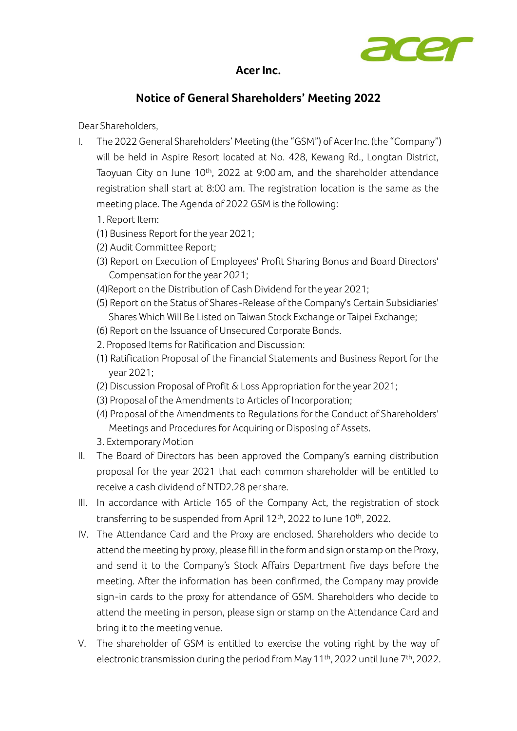# Acer Inc.

## Notice of General Shareholders' Meeting 2022

Dear Shareholders,

I. The 2022 General Shareholders' Meeting (the "GSM") of Acer Inc. (the "Company") will be held in Aspire Resort located at No. 428, Kewang Rd., Longtan District, Taoyuan City on June 10th, 2022 at 9:00 am, and the shareholder attendance registration shall start at 8:00 am. The registration location is the same as the meeting place. The Agenda of 2022 GSM is the following:

   1. Report Item:
   (1) Business Report for the year 2021;
   (2) Audit Committee Report;
   (3) Report on Execution of Employees' Profit Sharing Bonus and Board Directors' Compensation for the year 2021;
   (4)Report on the Distribution of Cash Dividend for the year 2021;
   (5) Report on the Status of Shares-Release of the Company's Certain Subsidiaries' Shares Which Will Be Listed on Taiwan Stock Exchange or Taipei Exchange;
   (6) Report on the Issuance of Unsecured Corporate Bonds.
   2. Proposed Items for Ratification and Discussion:
   (1) Ratification Proposal of the Financial Statements and Business Report for the year 2021;
   (2) Discussion Proposal of Profit & Loss Appropriation for the year 2021;
   (3) Proposal of the Amendments to Articles of Incorporation;
   (4) Proposal of the Amendments to Regulations for the Conduct of Shareholders' Meetings and Procedures for Acquiring or Disposing of Assets.
   3. Extemporary Motion

II. The Board of Directors has been approved the Company's earning distribution proposal for the year 2021 that each common shareholder will be entitled to receive a cash dividend of NTD2.28 per share.

III. In accordance with Article 165 of the Company Act, the registration of stock transferring to be suspended from April 12th, 2022 to June 10th, 2022.

IV. The Attendance Card and the Proxy are enclosed. Shareholders who decide to attend the meeting by proxy, please fill in the form and sign or stamp on the Proxy, and send it to the Company's Stock Affairs Department five days before the meeting. After the information has been confirmed, the Company may provide sign-in cards to the proxy for attendance of GSM. Shareholders who decide to attend the meeting in person, please sign or stamp on the Attendance Card and bring it to the meeting venue.

V. The shareholder of GSM is entitled to exercise the voting right by the way of electronic transmission during the period from May 11th, 2022 until June 7th, 2022.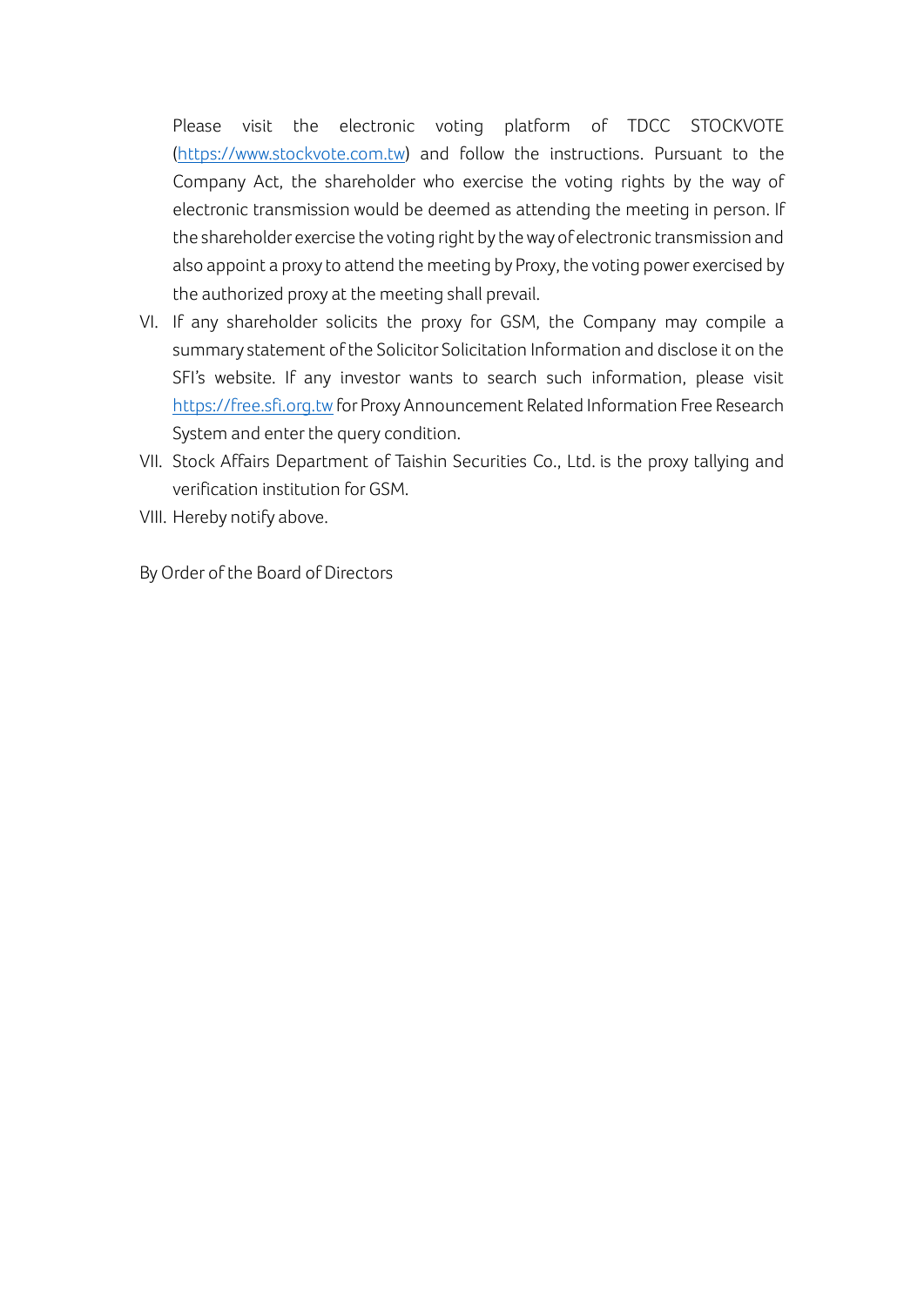Please visit the electronic voting platform of TDCC STOCKVOTE (https://www.stockvote.com.tw) and follow the instructions. Pursuant to the Company Act, the shareholder who exercise the voting rights by the way of electronic transmission would be deemed as attending the meeting in person. If the shareholder exercise the voting right by the way of electronic transmission and also appoint a proxy to attend the meeting by Proxy, the voting power exercised by the authorized proxy at the meeting shall prevail.

VI. If any shareholder solicits the proxy for GSM, the Company may compile a summary statement of the Solicitor Solicitation Information and disclose it on the SFI's website. If any investor wants to search such information, please visit https://free.sfi.org.tw for Proxy Announcement Related Information Free Research System and enter the query condition.

VII. Stock Affairs Department of Taishin Securities Co., Ltd. is the proxy tallying and verification institution for GSM.

VIII. Hereby notify above.

By Order of the Board of Directors